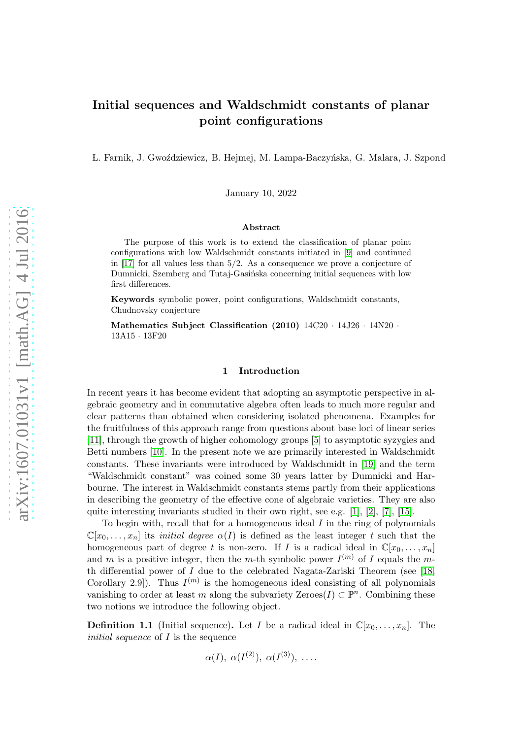# Initial sequences and Waldschmidt constants of planar point configurations

Ł. Farnik, J. Gwoździewicz, B. Hejmej, M. Lampa-Baczyńska, G. Malara, J. Szpond

January 10, 2022

### Abstract

The purpose of this work is to extend the classification of planar point configurations with low Waldschmidt constants initiated in [9] and continued in [17] for all values less than 5/2. As a consequence we prove a conjecture of Dumnicki, Szemberg and Tutaj-Gasińska concerning initial sequences with low first differences.

**Keywords** symbolic power, point configurations, Waldschmidt constants, Chudnovsky conjecture

**Mathematics Subject Classification (2010)** 14C20 · 14J26 · 14N20 · 13A15 · 13F20

## 1 Introduction

In recent years it has become evident that adopting an asymptotic perspective in algebraic geometry and in commutative algebra often leads to much more regular and clear patterns than obtained when considering isolated phenomena. Examples for the fruitfulness of this approach range from questions about base loci of linear series [11], through the growth of higher cohomology groups [5] to asymptotic syzygies and Betti numbers [10]. In the present note we are primarily interested in Waldschmidt constants. These invariants were introduced by Waldschmidt in [19] and the term "Waldschmidt constant" was coined some 30 years latter by Dumnicki and Harbourne. The interest in Waldschmidt constants stems partly from their applications in describing the geometry of the effective cone of algebraic varieties. They are also quite interesting invariants studied in their own right, see e.g. [1], [2], [7], [15].

To begin with, recall that for a homogeneous ideal $I$ in the ring of polynomials $\mathbb{C}[x_0, \ldots, x_n]$ its *initial degree* $\alpha(I)$ is defined as the least integer $t$ such that the homogeneous part of degree $t$ is non-zero. If $I$ is a radical ideal in $\mathbb{C}[x_0, \ldots, x_n]$ and $m$ is a positive integer, then the $m$-th symbolic power $I^{(m)}$ of $I$ equals the $m$-th differential power of $I$ due to the celebrated Nagata-Zariski Theorem (see [18, Corollary 2.9]). Thus $I^{(m)}$ is the homogeneous ideal consisting of all polynomials vanishing to order at least $m$ along the subvariety Zeroes$(I) \subset \mathbb{P}^n$. Combining these two notions we introduce the following object.

**Definition 1.1** (Initial sequence)**.** Let $I$ be a radical ideal in $\mathbb{C}[x_0, \ldots, x_n]$. The *initial sequence* of $I$ is the sequence

$$\alpha(I),\ \alpha(I^{(2)}),\ \alpha(I^{(3)}),\ \ldots .$$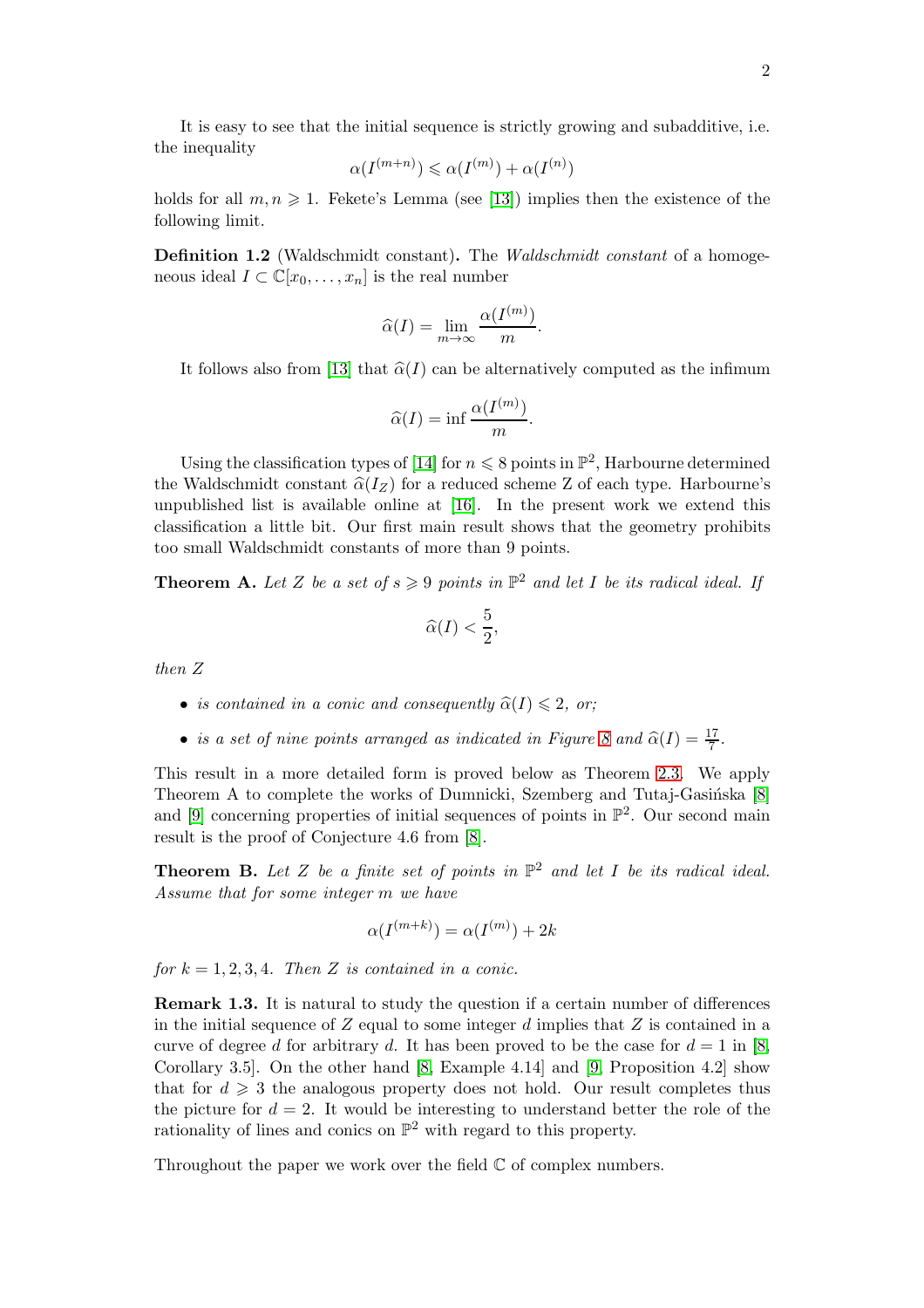It is easy to see that the initial sequence is strictly growing and subadditive, i.e. the inequality

$$\alpha(I^{(m+n)}) \leqslant \alpha(I^{(m)}) + \alpha(I^{(n)})$$

holds for all $m, n \geqslant 1$. Fekete's Lemma (see [13]) implies then the existence of the following limit.

**Definition 1.2** (Waldschmidt constant)**.** The *Waldschmidt constant* of a homogeneous ideal $I \subset \mathbb{C}[x_0, \ldots, x_n]$ is the real number

$$\widehat{\alpha}(I) = \lim_{m\to\infty} \frac{\alpha(I^{(m)})}{m}.$$

It follows also from [13] that $\widehat{\alpha}(I)$ can be alternatively computed as the infimum

$$\widehat{\alpha}(I) = \inf \frac{\alpha(I^{(m)})}{m}.$$

Using the classification types of [14] for $n \leqslant 8$ points in $\mathbb{P}^2$, Harbourne determined the Waldschmidt constant $\widehat{\alpha}(I_Z)$ for a reduced scheme Z of each type. Harbourne's unpublished list is available online at [16]. In the present work we extend this classification a little bit. Our first main result shows that the geometry prohibits too small Waldschmidt constants of more than 9 points.

**Theorem A.** *Let $Z$ be a set of $s \geqslant 9$ points in $\mathbb{P}^2$ and let $I$ be its radical ideal. If*

$$\widehat{\alpha}(I) < \frac{5}{2},$$

*then $Z$*

- *is contained in a conic and consequently $\widehat{\alpha}(I) \leqslant 2$, or;*
- *is a set of nine points arranged as indicated in Figure 8 and $\widehat{\alpha}(I) = \frac{17}{7}$.*

This result in a more detailed form is proved below as Theorem 2.3. We apply Theorem A to complete the works of Dumnicki, Szemberg and Tutaj-Gasińska [8] and [9] concerning properties of initial sequences of points in $\mathbb{P}^2$. Our second main result is the proof of Conjecture 4.6 from [8].

**Theorem B.** *Let $Z$ be a finite set of points in $\mathbb{P}^2$ and let $I$ be its radical ideal. Assume that for some integer $m$ we have*

$$\alpha(I^{(m+k)}) = \alpha(I^{(m)}) + 2k$$

*for $k = 1, 2, 3, 4$. Then $Z$ is contained in a conic.*

**Remark 1.3.** It is natural to study the question if a certain number of differences in the initial sequence of $Z$ equal to some integer $d$ implies that $Z$ is contained in a curve of degree $d$ for arbitrary $d$. It has been proved to be the case for $d = 1$ in [8, Corollary 3.5]. On the other hand [8, Example 4.14] and [9, Proposition 4.2] show that for $d \geqslant 3$ the analogous property does not hold. Our result completes thus the picture for $d = 2$. It would be interesting to understand better the role of the rationality of lines and conics on $\mathbb{P}^2$ with regard to this property.

Throughout the paper we work over the field $\mathbb{C}$ of complex numbers.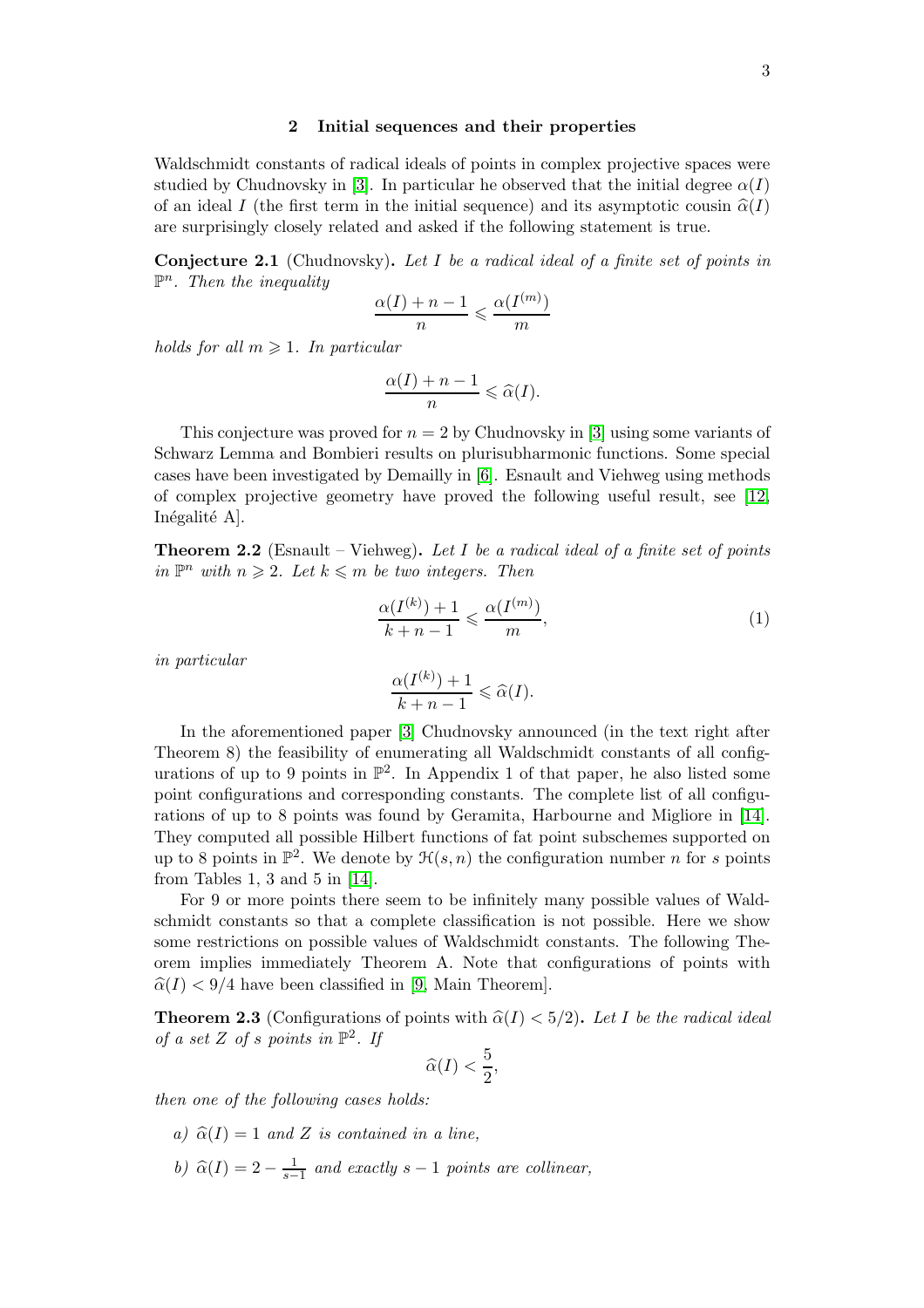## 2 Initial sequences and their properties

Waldschmidt constants of radical ideals of points in complex projective spaces were studied by Chudnovsky in [3]. In particular he observed that the initial degree $\alpha(I)$ of an ideal $I$ (the first term in the initial sequence) and its asymptotic cousin $\widehat{\alpha}(I)$ are surprisingly closely related and asked if the following statement is true.

**Conjecture 2.1** (Chudnovsky)**.** *Let $I$ be a radical ideal of a finite set of points in $\mathbb{P}^n$. Then the inequality*

$$\frac{\alpha(I)+n-1}{n} \leqslant \frac{\alpha(I^{(m)})}{m}$$

*holds for all $m \geqslant 1$. In particular*

$$\frac{\alpha(I)+n-1}{n} \leqslant \widehat{\alpha}(I).$$

This conjecture was proved for $n = 2$ by Chudnovsky in [3] using some variants of Schwarz Lemma and Bombieri results on plurisubharmonic functions. Some special cases have been investigated by Demailly in [6]. Esnault and Viehweg using methods of complex projective geometry have proved the following useful result, see [12, Inégalité A].

**Theorem 2.2** (Esnault – Viehweg)**.** *Let $I$ be a radical ideal of a finite set of points in $\mathbb{P}^n$ with $n \geqslant 2$. Let $k \leqslant m$ be two integers. Then*

$$\frac{\alpha(I^{(k)})+1}{k+n-1} \leqslant \frac{\alpha(I^{(m)})}{m}, \tag{1}$$

*in particular*

$$\frac{\alpha(I^{(k)})+1}{k+n-1} \leqslant \widehat{\alpha}(I).$$

In the aforementioned paper [3] Chudnovsky announced (in the text right after Theorem 8) the feasibility of enumerating all Waldschmidt constants of all configurations of up to 9 points in $\mathbb{P}^2$. In Appendix 1 of that paper, he also listed some point configurations and corresponding constants. The complete list of all configurations of up to 8 points was found by Geramita, Harbourne and Migliore in [14]. They computed all possible Hilbert functions of fat point subschemes supported on up to 8 points in $\mathbb{P}^2$. We denote by $\mathcal{H}(s, n)$ the configuration number $n$ for $s$ points from Tables 1, 3 and 5 in [14].

For 9 or more points there seem to be infinitely many possible values of Waldschmidt constants so that a complete classification is not possible. Here we show some restrictions on possible values of Waldschmidt constants. The following Theorem implies immediately Theorem A. Note that configurations of points with $\widehat{\alpha}(I) < 9/4$ have been classified in [9, Main Theorem].

**Theorem 2.3** (Configurations of points with $\widehat{\alpha}(I) < 5/2$)**.** *Let $I$ be the radical ideal of a set $Z$ of $s$ points in $\mathbb{P}^2$. If*

$$\widehat{\alpha}(I) < \frac{5}{2},$$

*then one of the following cases holds:*

*a) $\widehat{\alpha}(I) = 1$ and $Z$ is contained in a line,*

*b) $\widehat{\alpha}(I) = 2 - \frac{1}{s-1}$ and exactly $s-1$ points are collinear,*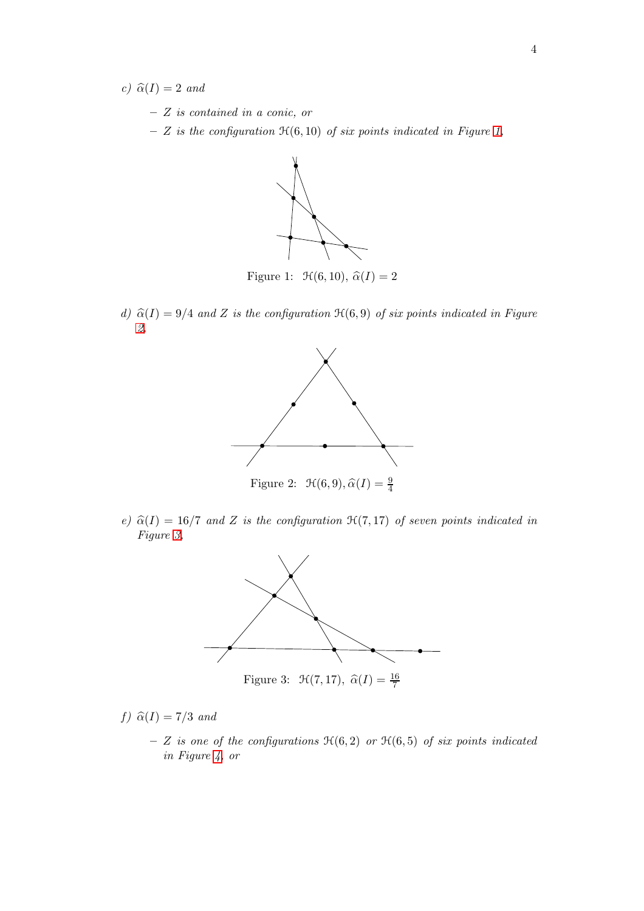*c)* $\widehat{\alpha}(I) = 2$ *and*

- *Z is contained in a conic, or*
- *Z is the configuration* $\mathcal{H}(6,10)$ *of six points indicated in Figure 1.*

Figure 1: $\mathcal{H}(6,10)$, $\widehat{\alpha}(I) = 2$

*d)* $\widehat{\alpha}(I) = 9/4$ *and Z is the configuration* $\mathcal{H}(6,9)$ *of six points indicated in Figure 2.*

Figure 2: $\mathcal{H}(6,9), \widehat{\alpha}(I) = \frac{9}{4}$

*e)* $\widehat{\alpha}(I) = 16/7$ *and Z is the configuration* $\mathcal{H}(7,17)$ *of seven points indicated in Figure 3.*

Figure 3: $\mathcal{H}(7,17)$, $\widehat{\alpha}(I) = \frac{16}{7}$

*f)* $\widehat{\alpha}(I) = 7/3$ *and*

- *Z is one of the configurations* $\mathcal{H}(6,2)$ *or* $\mathcal{H}(6,5)$ *of six points indicated in Figure 4, or*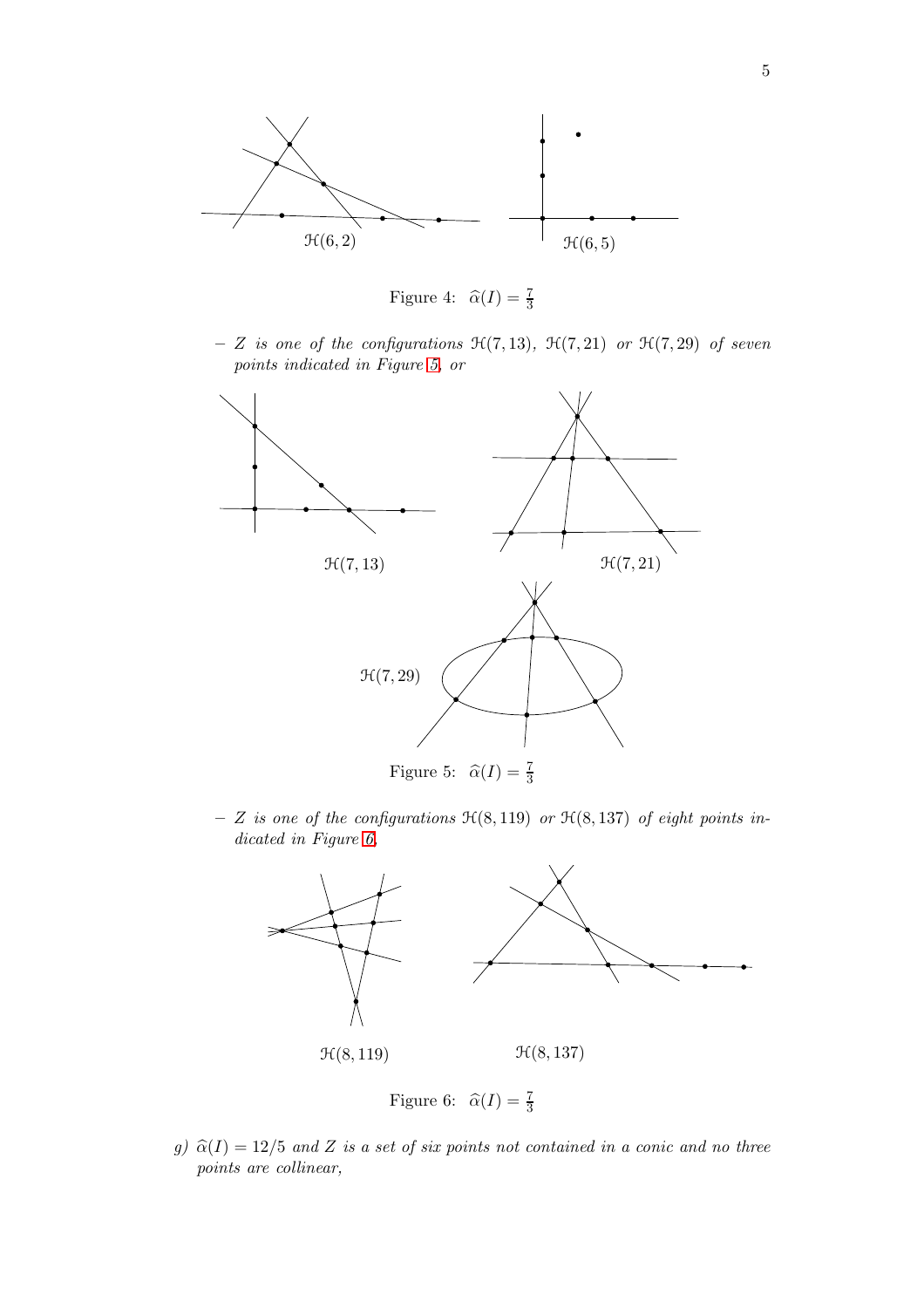$\mathcal{H}(6,2)$ $\mathcal{H}(6,5)$

Figure 4: $\widehat{\alpha}(I) = \frac{7}{3}$

– *Z is one of the configurations* $\mathcal{H}(7,13)$, $\mathcal{H}(7,21)$ *or* $\mathcal{H}(7,29)$ *of seven points indicated in Figure 5, or*

$\mathcal{H}(7,13)$ $\mathcal{H}(7,21)$

$\mathcal{H}(7,29)$

Figure 5: $\widehat{\alpha}(I) = \frac{7}{3}$

– *Z is one of the configurations* $\mathcal{H}(8,119)$ *or* $\mathcal{H}(8,137)$ *of eight points indicated in Figure 6.*

$\mathcal{H}(8,119)$ $\mathcal{H}(8,137)$

Figure 6: $\widehat{\alpha}(I) = \frac{7}{3}$

*g)* $\widehat{\alpha}(I) = 12/5$ *and Z is a set of six points not contained in a conic and no three points are collinear,*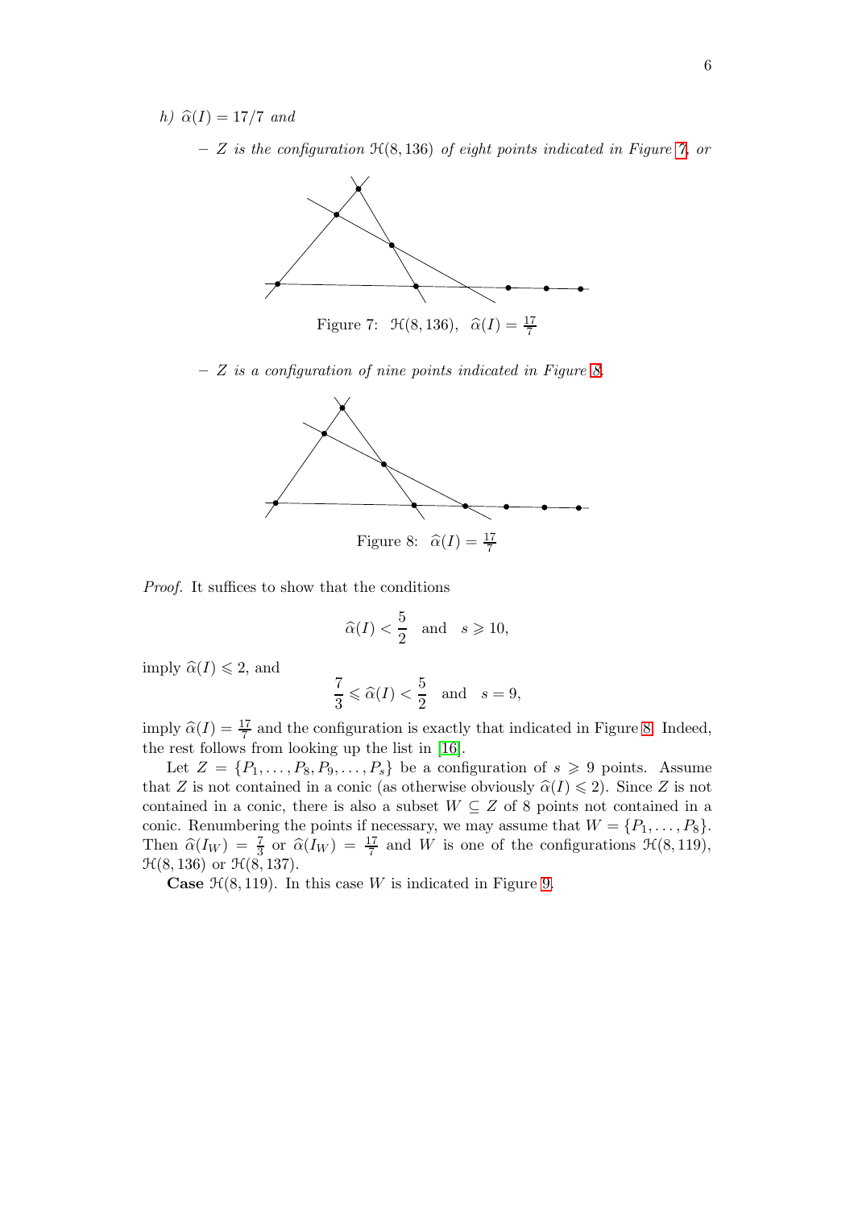*h)* $\widehat{\alpha}(I) = 17/7$ *and*

- *Z is the configuration* $\mathcal{H}(8, 136)$ *of eight points indicated in Figure 7, or*

Figure 7: $\mathcal{H}(8, 136)$, $\widehat{\alpha}(I) = \frac{17}{7}$

- *Z is a configuration of nine points indicated in Figure 8.*

Figure 8: $\widehat{\alpha}(I) = \frac{17}{7}$

*Proof.* It suffices to show that the conditions

$$\widehat{\alpha}(I) < \frac{5}{2} \quad \text{and} \quad s \geqslant 10,$$

imply $\widehat{\alpha}(I) \leqslant 2$, and

$$\frac{7}{3} \leqslant \widehat{\alpha}(I) < \frac{5}{2} \quad \text{and} \quad s = 9,$$

imply $\widehat{\alpha}(I) = \frac{17}{7}$ and the configuration is exactly that indicated in Figure 8. Indeed, the rest follows from looking up the list in [16].

Let $Z = \{P_1, \ldots, P_8, P_9, \ldots, P_s\}$ be a configuration of $s \geqslant 9$ points. Assume that $Z$ is not contained in a conic (as otherwise obviously $\widehat{\alpha}(I) \leqslant 2$). Since $Z$ is not contained in a conic, there is also a subset $W \subseteq Z$ of 8 points not contained in a conic. Renumbering the points if necessary, we may assume that $W = \{P_1, \ldots, P_8\}$. Then $\widehat{\alpha}(I_W) = \frac{7}{3}$ or $\widehat{\alpha}(I_W) = \frac{17}{7}$ and $W$ is one of the configurations $\mathcal{H}(8, 119)$, $\mathcal{H}(8, 136)$ or $\mathcal{H}(8, 137)$.

**Case** $\mathcal{H}(8, 119)$. In this case $W$ is indicated in Figure 9.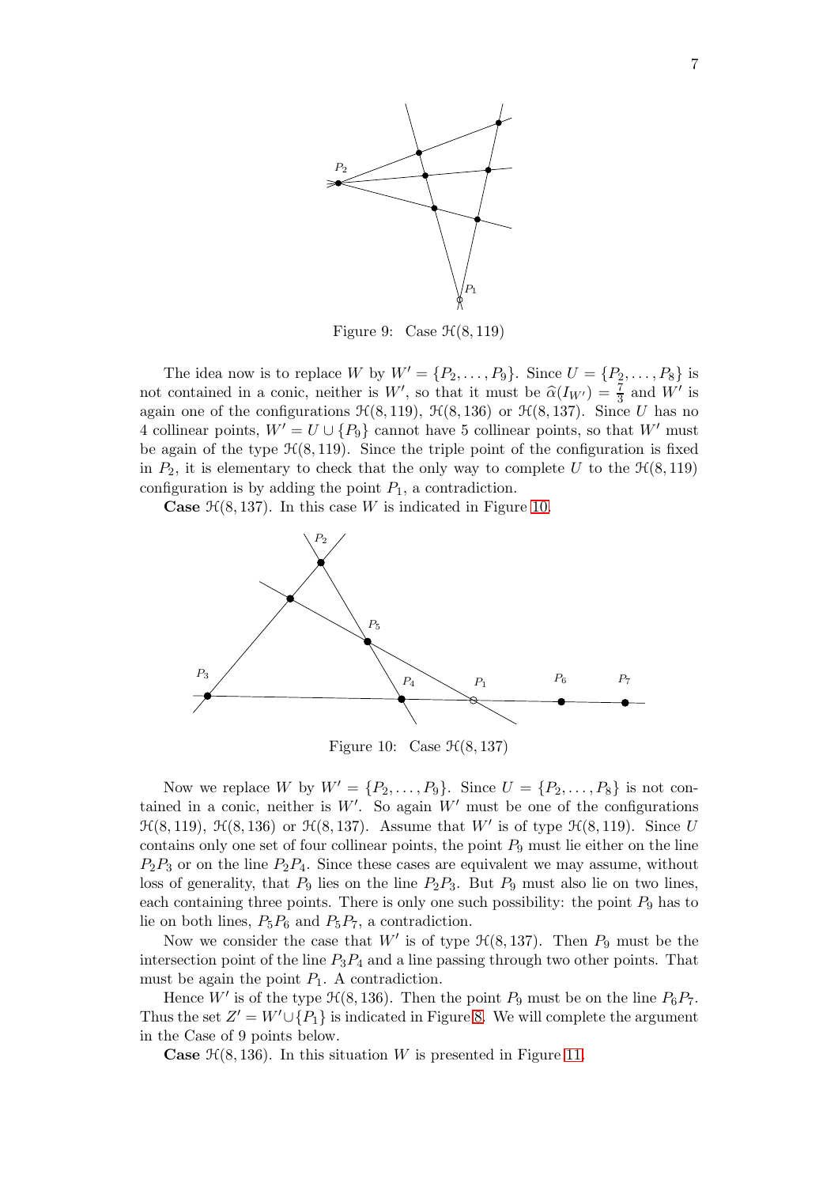Figure 9: Case $\mathcal{H}(8, 119)$

The idea now is to replace $W$ by $W' = \{P_2, \ldots, P_9\}$. Since $U = \{P_2, \ldots, P_8\}$ is not contained in a conic, neither is $W'$, so that it must be $\widehat{\alpha}(I_{W'}) = \frac{7}{3}$ and $W'$ is again one of the configurations $\mathcal{H}(8, 119)$, $\mathcal{H}(8, 136)$ or $\mathcal{H}(8, 137)$. Since $U$ has no 4 collinear points, $W' = U \cup \{P_9\}$ cannot have 5 collinear points, so that $W'$ must be again of the type $\mathcal{H}(8, 119)$. Since the triple point of the configuration is fixed in $P_2$, it is elementary to check that the only way to complete $U$ to the $\mathcal{H}(8, 119)$ configuration is by adding the point $P_1$, a contradiction.

**Case** $\mathcal{H}(8, 137)$. In this case $W$ is indicated in Figure 10.

Figure 10: Case $\mathcal{H}(8, 137)$

Now we replace $W$ by $W' = \{P_2, \ldots, P_9\}$. Since $U = \{P_2, \ldots, P_8\}$ is not contained in a conic, neither is $W'$. So again $W'$ must be one of the configurations $\mathcal{H}(8, 119)$, $\mathcal{H}(8, 136)$ or $\mathcal{H}(8, 137)$. Assume that $W'$ is of type $\mathcal{H}(8, 119)$. Since $U$ contains only one set of four collinear points, the point $P_9$ must lie either on the line $P_2P_3$ or on the line $P_2P_4$. Since these cases are equivalent we may assume, without loss of generality, that $P_9$ lies on the line $P_2P_3$. But $P_9$ must also lie on two lines, each containing three points. There is only one such possibility: the point $P_9$ has to lie on both lines, $P_5P_6$ and $P_5P_7$, a contradiction.

Now we consider the case that $W'$ is of type $\mathcal{H}(8, 137)$. Then $P_9$ must be the intersection point of the line $P_3P_4$ and a line passing through two other points. That must be again the point $P_1$. A contradiction.

Hence $W'$ is of the type $\mathcal{H}(8, 136)$. Then the point $P_9$ must be on the line $P_6P_7$. Thus the set $Z' = W' \cup \{P_1\}$ is indicated in Figure 8. We will complete the argument in the Case of 9 points below.

**Case** $\mathcal{H}(8, 136)$. In this situation $W$ is presented in Figure 11.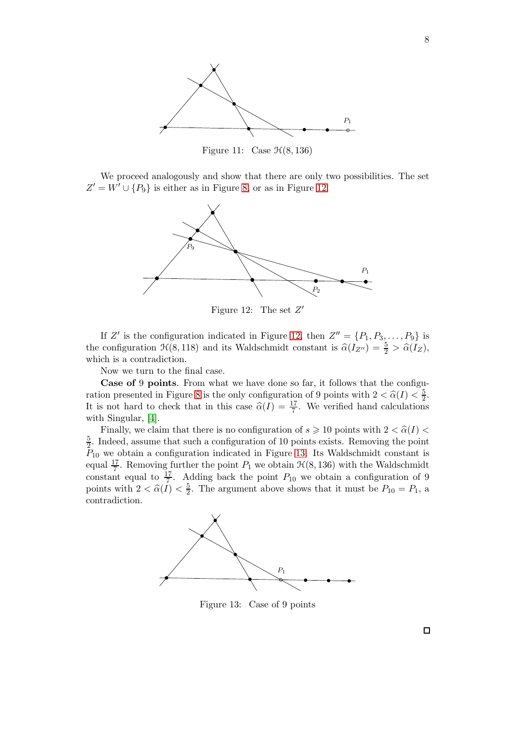Figure 11: Case $\mathcal{H}(8, 136)$

We proceed analogously and show that there are only two possibilities. The set $Z' = W' \cup \{P_9\}$ is either as in Figure 8, or as in Figure 12.

Figure 12: The set $Z'$

If $Z'$ is the configuration indicated in Figure 12, then $Z'' = \{P_1, P_3, \ldots, P_9\}$ is the configuration $\mathcal{H}(8, 118)$ and its Waldschmidt constant is $\widehat{\alpha}(I_{Z''}) = \frac{5}{2} > \widehat{\alpha}(I_Z)$, which is a contradiction.

Now we turn to the final case.

**Case of** 9 **points**. From what we have done so far, it follows that the configuration presented in Figure 8 is the only configuration of 9 points with $2 < \widehat{\alpha}(I) < \frac{5}{2}$. It is not hard to check that in this case $\widehat{\alpha}(I) = \frac{17}{7}$. We verified hand calculations with Singular, [4].

Finally, we claim that there is no configuration of $s \geqslant 10$ points with $2 < \widehat{\alpha}(I) < \frac{5}{2}$. Indeed, assume that such a configuration of 10 points exists. Removing the point $P_{10}$ we obtain a configuration indicated in Figure 13. Its Waldschmidt constant is equal $\frac{17}{7}$. Removing further the point $P_1$ we obtain $\mathcal{H}(8, 136)$ with the Waldschmidt constant equal to $\frac{17}{7}$. Adding back the point $P_{10}$ we obtain a configuration of 9 points with $2 < \widehat{\alpha}(I) < \frac{5}{2}$. The argument above shows that it must be $P_{10} = P_1$, a contradiction.

Figure 13: Case of 9 points

□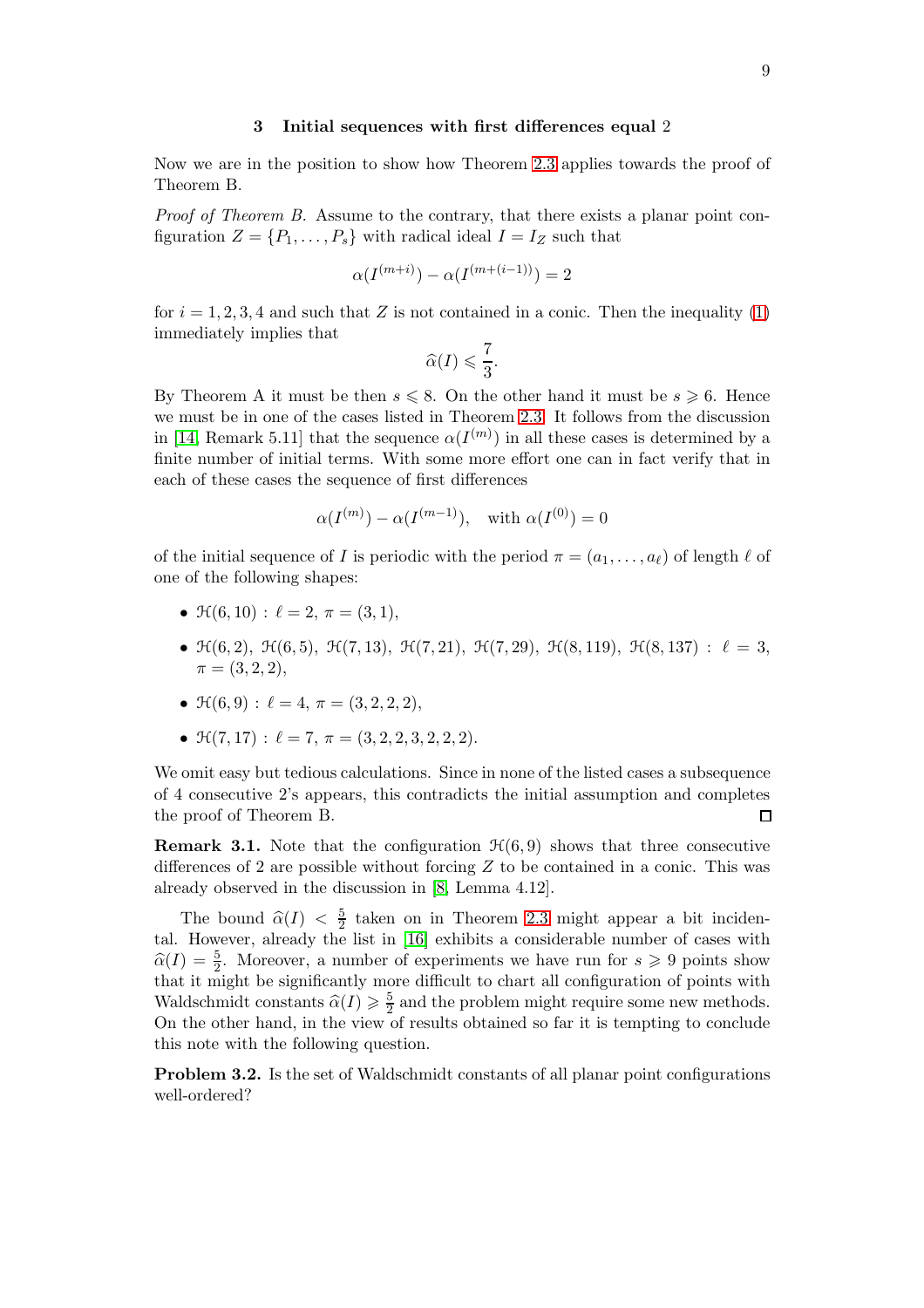## 3 Initial sequences with first differences equal 2

Now we are in the position to show how Theorem 2.3 applies towards the proof of Theorem B.

*Proof of Theorem B.* Assume to the contrary, that there exists a planar point configuration $Z = \{P_1, \ldots, P_s\}$ with radical ideal $I = I_Z$ such that

$$\alpha(I^{(m+i)}) - \alpha(I^{(m+(i-1))}) = 2$$

for $i = 1, 2, 3, 4$ and such that $Z$ is not contained in a conic. Then the inequality (1) immediately implies that

$$\widehat{\alpha}(I) \leqslant \frac{7}{3}.$$

By Theorem A it must be then $s \leqslant 8$. On the other hand it must be $s \geqslant 6$. Hence we must be in one of the cases listed in Theorem 2.3. It follows from the discussion in [14, Remark 5.11] that the sequence $\alpha(I^{(m)})$ in all these cases is determined by a finite number of initial terms. With some more effort one can in fact verify that in each of these cases the sequence of first differences

$$\alpha(I^{(m)}) - \alpha(I^{(m-1)}), \quad \text{with } \alpha(I^{(0)}) = 0$$

of the initial sequence of $I$ is periodic with the period $\pi = (a_1, \ldots, a_\ell)$ of length $\ell$ of one of the following shapes:

- $\mathcal{H}(6, 10)$ : $\ell = 2$, $\pi = (3, 1)$,
- $\mathcal{H}(6, 2)$, $\mathcal{H}(6, 5)$, $\mathcal{H}(7, 13)$, $\mathcal{H}(7, 21)$, $\mathcal{H}(7, 29)$, $\mathcal{H}(8, 119)$, $\mathcal{H}(8, 137)$ : $\ell = 3$, $\pi = (3, 2, 2)$,
- $\mathcal{H}(6, 9)$ : $\ell = 4$, $\pi = (3, 2, 2, 2)$,
- $\mathcal{H}(7, 17)$ : $\ell = 7$, $\pi = (3, 2, 2, 3, 2, 2, 2)$.

We omit easy but tedious calculations. Since in none of the listed cases a subsequence of 4 consecutive 2's appears, this contradicts the initial assumption and completes the proof of Theorem B. □

**Remark 3.1.** Note that the configuration $\mathcal{H}(6, 9)$ shows that three consecutive differences of 2 are possible without forcing $Z$ to be contained in a conic. This was already observed in the discussion in [8, Lemma 4.12].

The bound $\widehat{\alpha}(I) < \frac{5}{2}$ taken on in Theorem 2.3 might appear a bit incidental. However, already the list in [16] exhibits a considerable number of cases with $\widehat{\alpha}(I) = \frac{5}{2}$. Moreover, a number of experiments we have run for $s \geqslant 9$ points show that it might be significantly more difficult to chart all configuration of points with Waldschmidt constants $\widehat{\alpha}(I) \geqslant \frac{5}{2}$ and the problem might require some new methods. On the other hand, in the view of results obtained so far it is tempting to conclude this note with the following question.

**Problem 3.2.** Is the set of Waldschmidt constants of all planar point configurations well-ordered?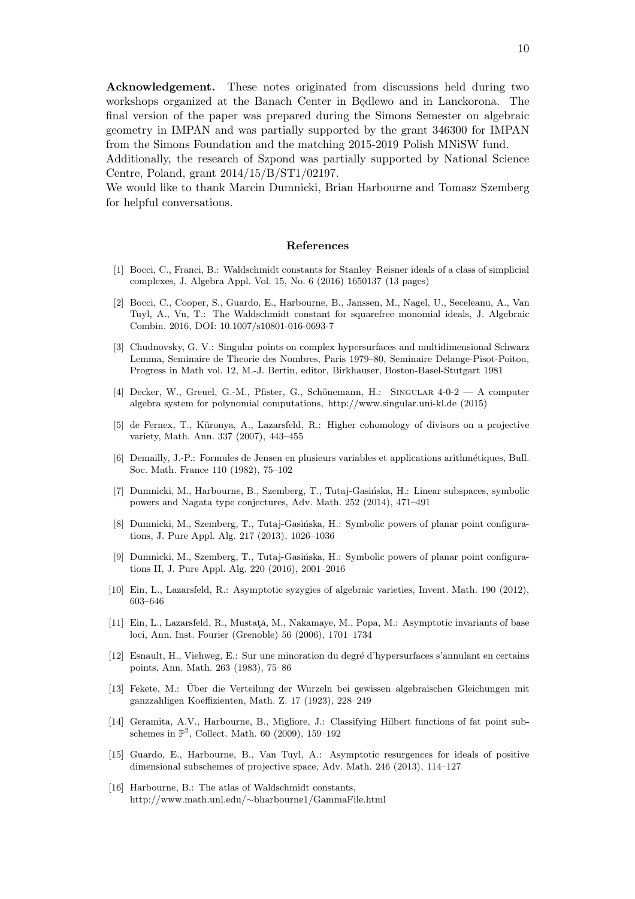**Acknowledgement.** These notes originated from discussions held during two workshops organized at the Banach Center in Będlewo and in Lanckorona. The final version of the paper was prepared during the Simons Semester on algebraic geometry in IMPAN and was partially supported by the grant 346300 for IMPAN from the Simons Foundation and the matching 2015-2019 Polish MNiSW fund.
Additionally, the research of Szpond was partially supported by National Science Centre, Poland, grant 2014/15/B/ST1/02197.
We would like to thank Marcin Dumnicki, Brian Harbourne and Tomasz Szemberg for helpful conversations.

## References

[1] Bocci, C., Franci, B.: Waldschmidt constants for Stanley–Reisner ideals of a class of simplicial complexes, J. Algebra Appl. Vol. 15, No. 6 (2016) 1650137 (13 pages)

[2] Bocci, C., Cooper, S., Guardo, E., Harbourne, B., Janssen, M., Nagel, U., Seceleanu, A., Van Tuyl, A., Vu, T.: The Waldschmidt constant for squarefree monomial ideals, J. Algebraic Combin. 2016, DOI: 10.1007/s10801-016-0693-7

[3] Chudnovsky, G. V.: Singular points on complex hypersurfaces and multidimensional Schwarz Lemma, Seminaire de Theorie des Nombres, Paris 1979–80, Seminaire Delange-Pisot-Poitou, Progress in Math vol. 12, M.-J. Bertin, editor, Birkhauser, Boston-Basel-Stutgart 1981

[4] Decker, W., Greuel, G.-M., Pfister, G., Schönemann, H.: Singular 4-0-2 — A computer algebra system for polynomial computations, http://www.singular.uni-kl.de (2015)

[5] de Fernex, T., Küronya, A., Lazarsfeld, R.: Higher cohomology of divisors on a projective variety, Math. Ann. 337 (2007), 443–455

[6] Demailly, J.-P.: Formules de Jensen en plusieurs variables et applications arithmétiques, Bull. Soc. Math. France 110 (1982), 75–102

[7] Dumnicki, M., Harbourne, B., Szemberg, T., Tutaj-Gasińska, H.: Linear subspaces, symbolic powers and Nagata type conjectures, Adv. Math. 252 (2014), 471–491

[8] Dumnicki, M., Szemberg, T., Tutaj-Gasińska, H.: Symbolic powers of planar point configurations, J. Pure Appl. Alg. 217 (2013), 1026–1036

[9] Dumnicki, M., Szemberg, T., Tutaj-Gasińska, H.: Symbolic powers of planar point configurations II, J. Pure Appl. Alg. 220 (2016), 2001–2016

[10] Ein, L., Lazarsfeld, R.: Asymptotic syzygies of algebraic varieties, Invent. Math. 190 (2012), 603–646

[11] Ein, L., Lazarsfeld, R., Mustaţă, M., Nakamaye, M., Popa, M.: Asymptotic invariants of base loci, Ann. Inst. Fourier (Grenoble) 56 (2006), 1701–1734

[12] Esnault, H., Viehweg, E.: Sur une minoration du degré d'hypersurfaces s'annulant en certains points, Ann. Math. 263 (1983), 75–86

[13] Fekete, M.: Über die Verteilung der Wurzeln bei gewissen algebraischen Gleichungen mit ganzzahligen Koeffizienten, Math. Z. 17 (1923), 228–249

[14] Geramita, A.V., Harbourne, B., Migliore, J.: Classifying Hilbert functions of fat point subschemes in $\mathbb{P}^2$, Collect. Math. 60 (2009), 159–192

[15] Guardo, E., Harbourne, B., Van Tuyl, A.: Asymptotic resurgences for ideals of positive dimensional subschemes of projective space, Adv. Math. 246 (2013), 114–127

[16] Harbourne, B.: The atlas of Waldschmidt constants, http://www.math.unl.edu/∼bharbourne1/GammaFile.html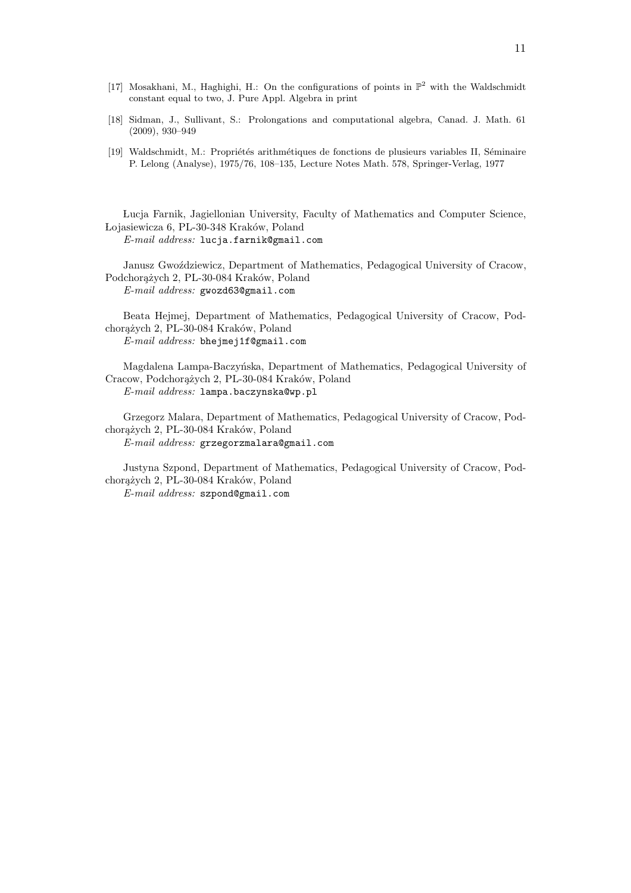[17] Mosakhani, M., Haghighi, H.: On the configurations of points in $\mathbb{P}^2$ with the Waldschmidt constant equal to two, J. Pure Appl. Algebra in print

[18] Sidman, J., Sullivant, S.: Prolongations and computational algebra, Canad. J. Math. 61 (2009), 930–949

[19] Waldschmidt, M.: Propriétés arithmétiques de fonctions de plusieurs variables II, Séminaire P. Lelong (Analyse), 1975/76, 108–135, Lecture Notes Math. 578, Springer-Verlag, 1977

Łucja Farnik, Jagiellonian University, Faculty of Mathematics and Computer Science, Łojasiewicza 6, PL-30-348 Kraków, Poland
*E-mail address:* lucja.farnik@gmail.com

Janusz Gwoździewicz, Department of Mathematics, Pedagogical University of Cracow, Podchorążych 2, PL-30-084 Kraków, Poland
*E-mail address:* gwozd63@gmail.com

Beata Hejmej, Department of Mathematics, Pedagogical University of Cracow, Podchorążych 2, PL-30-084 Kraków, Poland
*E-mail address:* bhejmej1f@gmail.com

Magdalena Lampa-Baczyńska, Department of Mathematics, Pedagogical University of Cracow, Podchorążych 2, PL-30-084 Kraków, Poland
*E-mail address:* lampa.baczynska@wp.pl

Grzegorz Malara, Department of Mathematics, Pedagogical University of Cracow, Podchorążych 2, PL-30-084 Kraków, Poland
*E-mail address:* grzegorzmalara@gmail.com

Justyna Szpond, Department of Mathematics, Pedagogical University of Cracow, Podchorążych 2, PL-30-084 Kraków, Poland
*E-mail address:* szpond@gmail.com